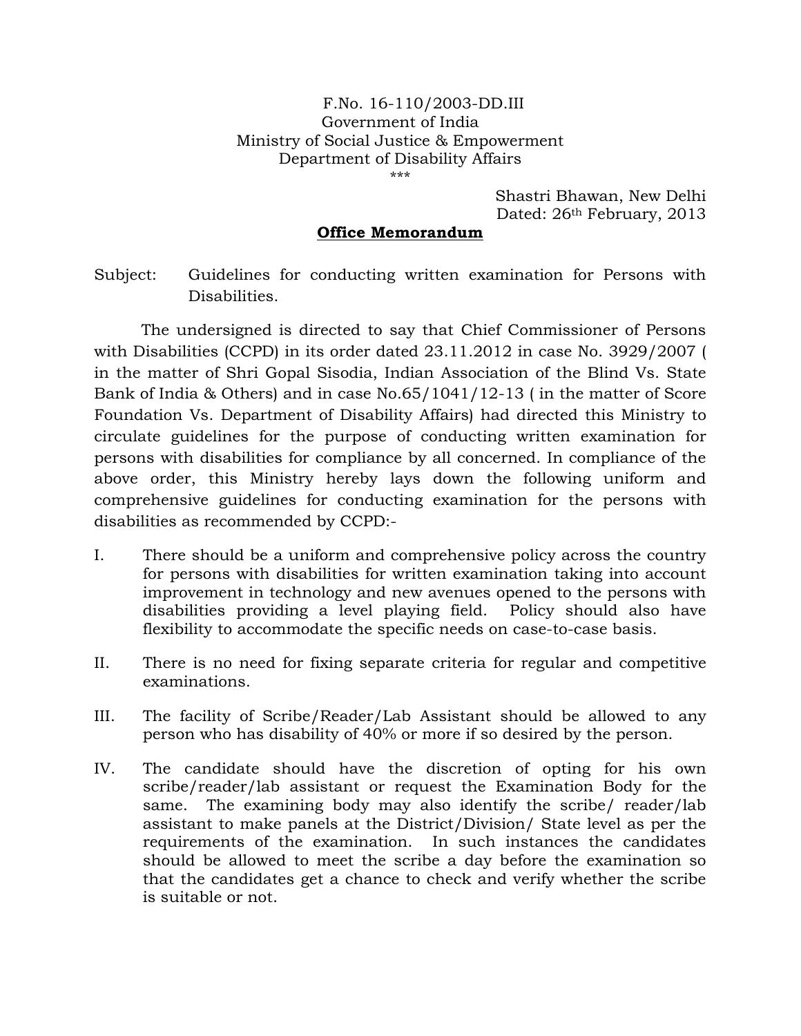F.No. 16-110/2003-DD.III
Government of India
Ministry of Social Justice & Empowerment
Department of Disability Affairs
\*\*\*

Shastri Bhawan, New Delhi
Dated: 26th February, 2013

**Office Memorandum**

Subject: Guidelines for conducting written examination for Persons with Disabilities.

The undersigned is directed to say that Chief Commissioner of Persons with Disabilities (CCPD) in its order dated 23.11.2012 in case No. 3929/2007 ( in the matter of Shri Gopal Sisodia, Indian Association of the Blind Vs. State Bank of India & Others) and in case No.65/1041/12-13 ( in the matter of Score Foundation Vs. Department of Disability Affairs) had directed this Ministry to circulate guidelines for the purpose of conducting written examination for persons with disabilities for compliance by all concerned. In compliance of the above order, this Ministry hereby lays down the following uniform and comprehensive guidelines for conducting examination for the persons with disabilities as recommended by CCPD:-

I. There should be a uniform and comprehensive policy across the country for persons with disabilities for written examination taking into account improvement in technology and new avenues opened to the persons with disabilities providing a level playing field. Policy should also have flexibility to accommodate the specific needs on case-to-case basis.

II. There is no need for fixing separate criteria for regular and competitive examinations.

III. The facility of Scribe/Reader/Lab Assistant should be allowed to any person who has disability of 40% or more if so desired by the person.

IV. The candidate should have the discretion of opting for his own scribe/reader/lab assistant or request the Examination Body for the same. The examining body may also identify the scribe/ reader/lab assistant to make panels at the District/Division/ State level as per the requirements of the examination. In such instances the candidates should be allowed to meet the scribe a day before the examination so that the candidates get a chance to check and verify whether the scribe is suitable or not.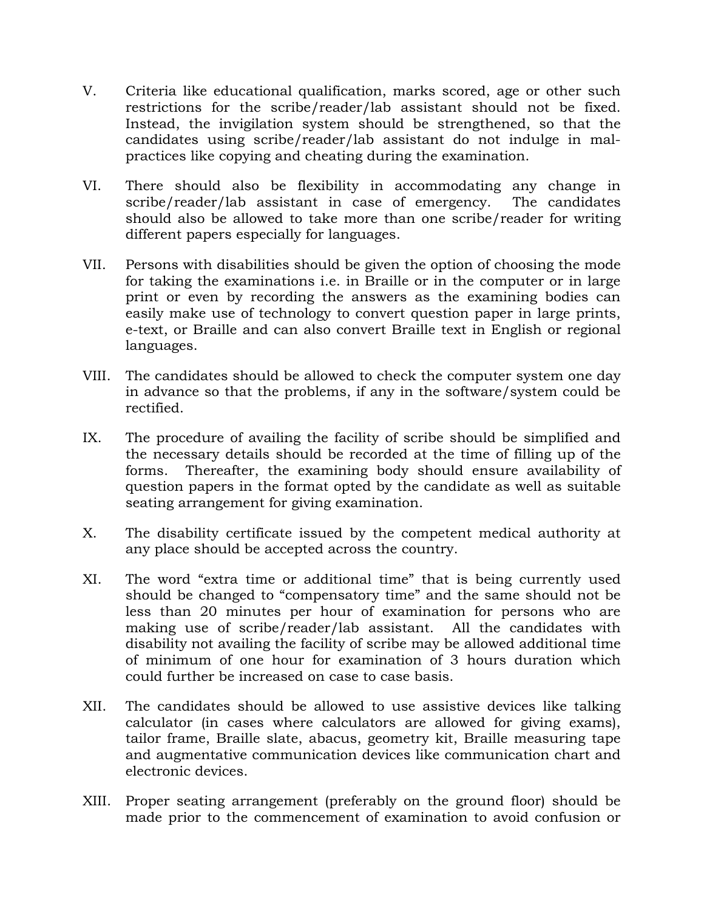V. Criteria like educational qualification, marks scored, age or other such restrictions for the scribe/reader/lab assistant should not be fixed. Instead, the invigilation system should be strengthened, so that the candidates using scribe/reader/lab assistant do not indulge in mal-practices like copying and cheating during the examination.

VI. There should also be flexibility in accommodating any change in scribe/reader/lab assistant in case of emergency. The candidates should also be allowed to take more than one scribe/reader for writing different papers especially for languages.

VII. Persons with disabilities should be given the option of choosing the mode for taking the examinations i.e. in Braille or in the computer or in large print or even by recording the answers as the examining bodies can easily make use of technology to convert question paper in large prints, e-text, or Braille and can also convert Braille text in English or regional languages.

VIII. The candidates should be allowed to check the computer system one day in advance so that the problems, if any in the software/system could be rectified.

IX. The procedure of availing the facility of scribe should be simplified and the necessary details should be recorded at the time of filling up of the forms. Thereafter, the examining body should ensure availability of question papers in the format opted by the candidate as well as suitable seating arrangement for giving examination.

X. The disability certificate issued by the competent medical authority at any place should be accepted across the country.

XI. The word "extra time or additional time" that is being currently used should be changed to "compensatory time" and the same should not be less than 20 minutes per hour of examination for persons who are making use of scribe/reader/lab assistant. All the candidates with disability not availing the facility of scribe may be allowed additional time of minimum of one hour for examination of 3 hours duration which could further be increased on case to case basis.

XII. The candidates should be allowed to use assistive devices like talking calculator (in cases where calculators are allowed for giving exams), tailor frame, Braille slate, abacus, geometry kit, Braille measuring tape and augmentative communication devices like communication chart and electronic devices.

XIII. Proper seating arrangement (preferably on the ground floor) should be made prior to the commencement of examination to avoid confusion or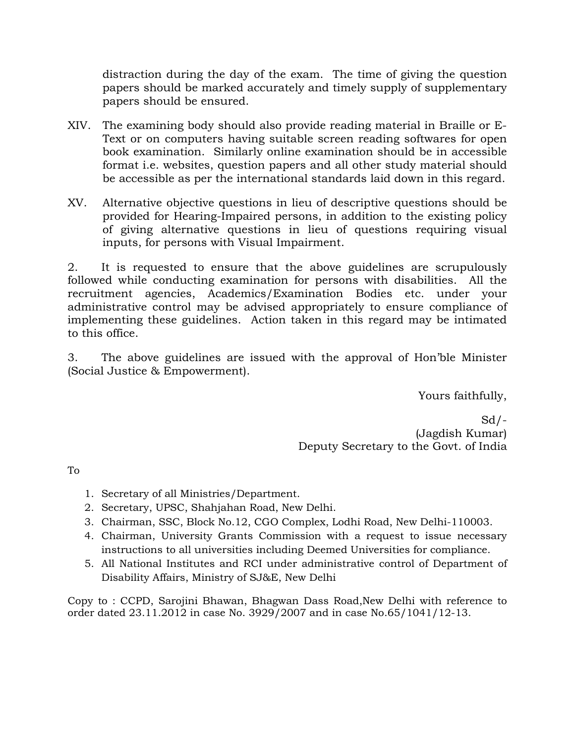distraction during the day of the exam. The time of giving the question papers should be marked accurately and timely supply of supplementary papers should be ensured.

XIV. The examining body should also provide reading material in Braille or E-Text or on computers having suitable screen reading softwares for open book examination. Similarly online examination should be in accessible format i.e. websites, question papers and all other study material should be accessible as per the international standards laid down in this regard.

XV. Alternative objective questions in lieu of descriptive questions should be provided for Hearing-Impaired persons, in addition to the existing policy of giving alternative questions in lieu of questions requiring visual inputs, for persons with Visual Impairment.

2. It is requested to ensure that the above guidelines are scrupulously followed while conducting examination for persons with disabilities. All the recruitment agencies, Academics/Examination Bodies etc. under your administrative control may be advised appropriately to ensure compliance of implementing these guidelines. Action taken in this regard may be intimated to this office.

3. The above guidelines are issued with the approval of Hon'ble Minister (Social Justice & Empowerment).

Yours faithfully,

Sd/-
(Jagdish Kumar)
Deputy Secretary to the Govt. of India

To

1. Secretary of all Ministries/Department.
2. Secretary, UPSC, Shahjahan Road, New Delhi.
3. Chairman, SSC, Block No.12, CGO Complex, Lodhi Road, New Delhi-110003.
4. Chairman, University Grants Commission with a request to issue necessary instructions to all universities including Deemed Universities for compliance.
5. All National Institutes and RCI under administrative control of Department of Disability Affairs, Ministry of SJ&E, New Delhi

Copy to : CCPD, Sarojini Bhawan, Bhagwan Dass Road,New Delhi with reference to order dated 23.11.2012 in case No. 3929/2007 and in case No.65/1041/12-13.